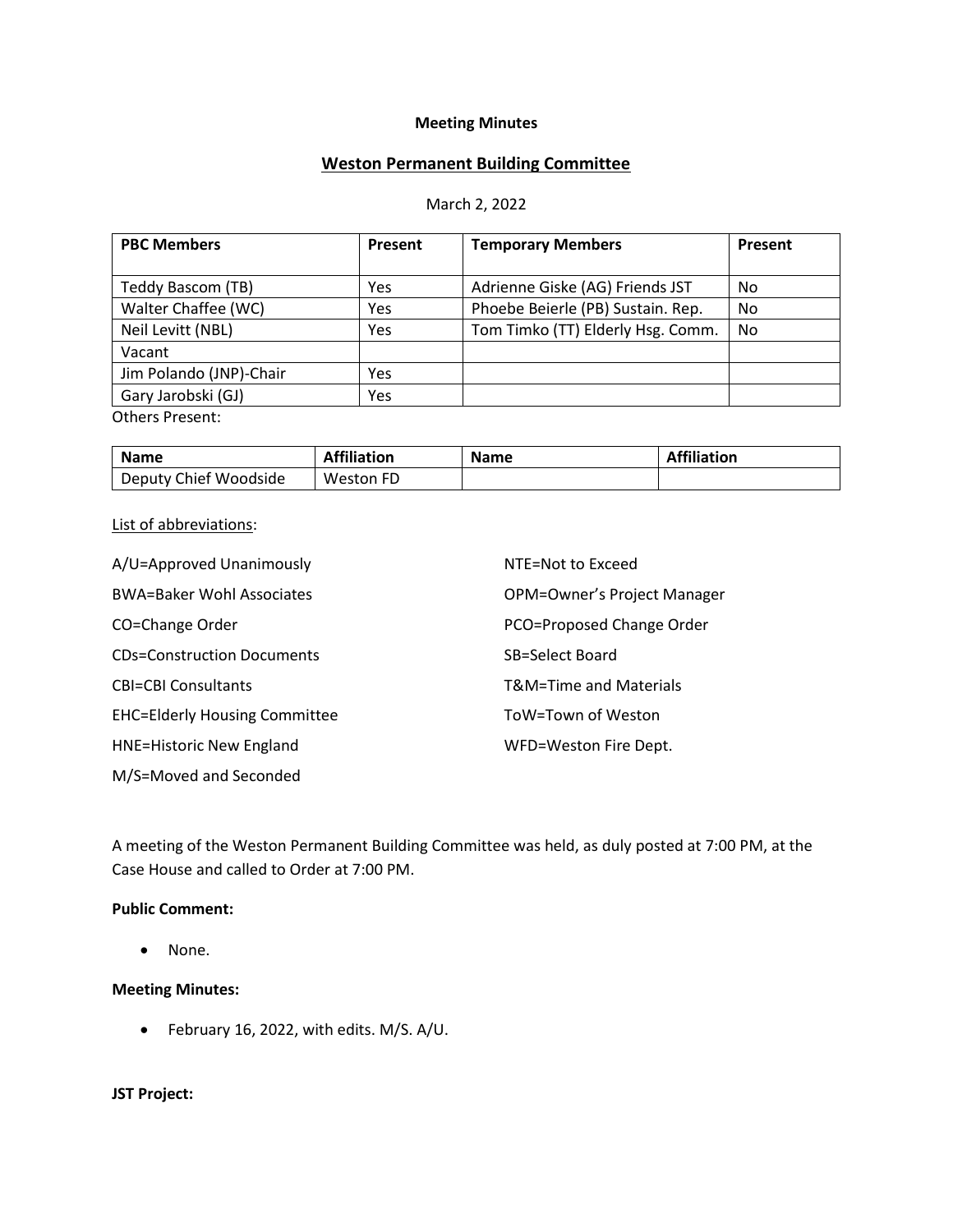**Meeting Minutes**

# Weston Permanent Building Committee

March 2, 2022

| PBC Members | Present | Temporary Members | Present |
|---|---|---|---|
| Teddy Bascom (TB) | Yes | Adrienne Giske (AG) Friends JST | No |
| Walter Chaffee (WC) | Yes | Phoebe Beierle (PB) Sustain. Rep. | No |
| Neil Levitt (NBL) | Yes | Tom Timko (TT) Elderly Hsg. Comm. | No |
| Vacant | | | |
| Jim Polando (JNP)-Chair | Yes | | |
| Gary Jarobski (GJ) | Yes | | |

Others Present:

| Name | Affiliation | Name | Affiliation |
|---|---|---|---|
| Deputy Chief Woodside | Weston FD | | |

List of abbreviations:

A/U=Approved Unanimously

BWA=Baker Wohl Associates

CO=Change Order

CDs=Construction Documents

CBI=CBI Consultants

EHC=Elderly Housing Committee

HNE=Historic New England

M/S=Moved and Seconded

NTE=Not to Exceed

OPM=Owner's Project Manager

PCO=Proposed Change Order

SB=Select Board

T&M=Time and Materials

ToW=Town of Weston

WFD=Weston Fire Dept.

A meeting of the Weston Permanent Building Committee was held, as duly posted at 7:00 PM, at the Case House and called to Order at 7:00 PM.

**Public Comment:**

- None.

**Meeting Minutes:**

- February 16, 2022, with edits. M/S. A/U.

**JST Project:**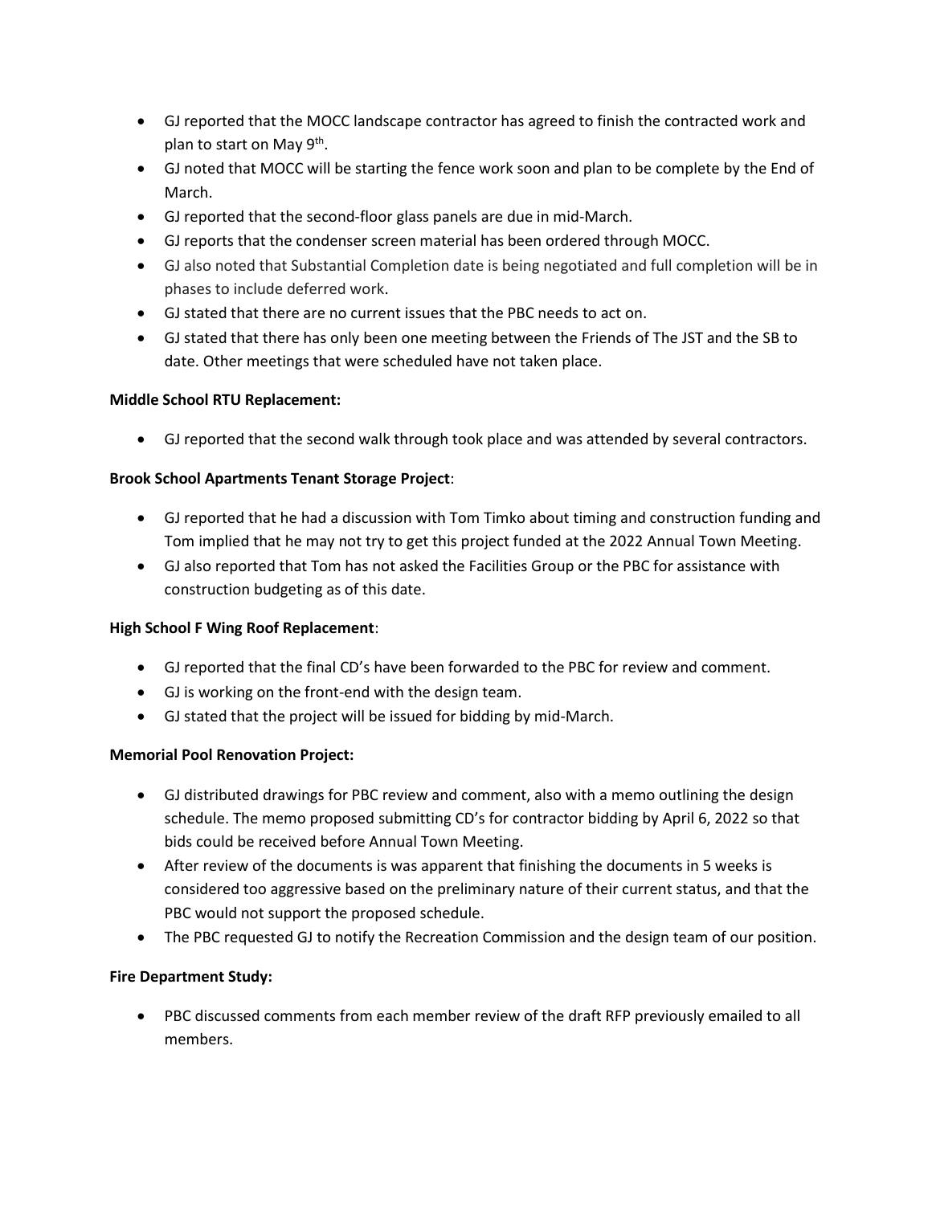- GJ reported that the MOCC landscape contractor has agreed to finish the contracted work and plan to start on May 9th.
- GJ noted that MOCC will be starting the fence work soon and plan to be complete by the End of March.
- GJ reported that the second-floor glass panels are due in mid-March.
- GJ reports that the condenser screen material has been ordered through MOCC.
- GJ also noted that Substantial Completion date is being negotiated and full completion will be in phases to include deferred work.
- GJ stated that there are no current issues that the PBC needs to act on.
- GJ stated that there has only been one meeting between the Friends of The JST and the SB to date. Other meetings that were scheduled have not taken place.

**Middle School RTU Replacement:**

- GJ reported that the second walk through took place and was attended by several contractors.

**Brook School Apartments Tenant Storage Project**:

- GJ reported that he had a discussion with Tom Timko about timing and construction funding and Tom implied that he may not try to get this project funded at the 2022 Annual Town Meeting.
- GJ also reported that Tom has not asked the Facilities Group or the PBC for assistance with construction budgeting as of this date.

**High School F Wing Roof Replacement**:

- GJ reported that the final CD's have been forwarded to the PBC for review and comment.
- GJ is working on the front-end with the design team.
- GJ stated that the project will be issued for bidding by mid-March.

**Memorial Pool Renovation Project:**

- GJ distributed drawings for PBC review and comment, also with a memo outlining the design schedule. The memo proposed submitting CD's for contractor bidding by April 6, 2022 so that bids could be received before Annual Town Meeting.
- After review of the documents is was apparent that finishing the documents in 5 weeks is considered too aggressive based on the preliminary nature of their current status, and that the PBC would not support the proposed schedule.
- The PBC requested GJ to notify the Recreation Commission and the design team of our position.

**Fire Department Study:**

- PBC discussed comments from each member review of the draft RFP previously emailed to all members.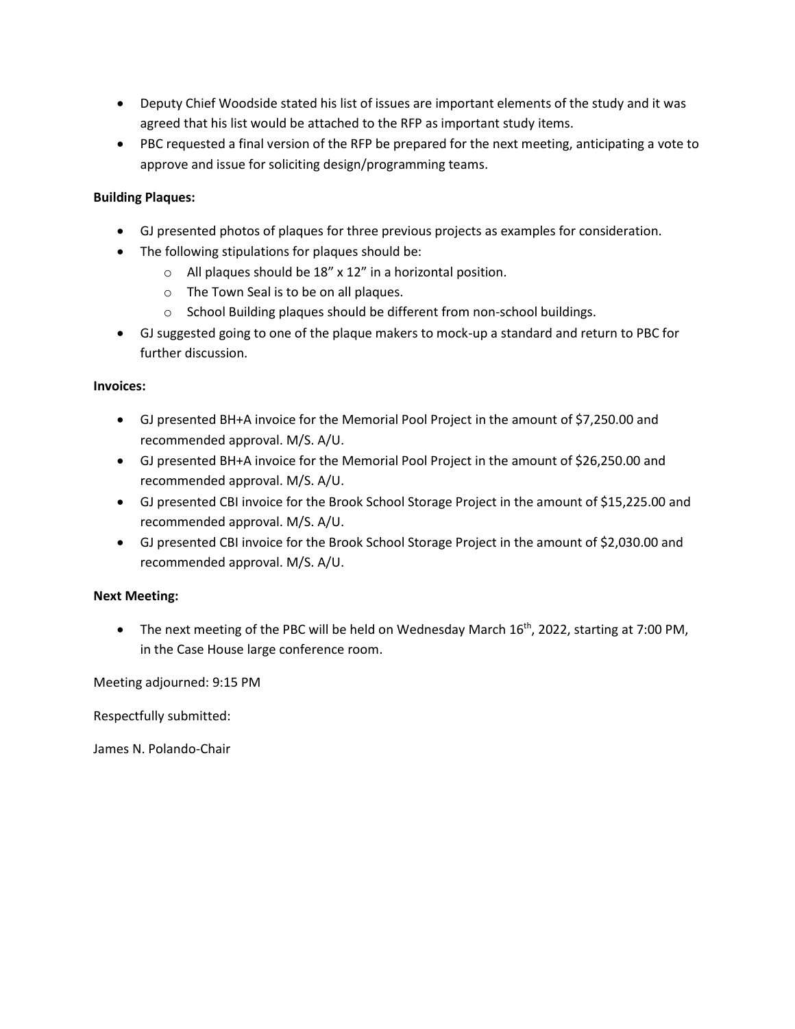- Deputy Chief Woodside stated his list of issues are important elements of the study and it was agreed that his list would be attached to the RFP as important study items.
- PBC requested a final version of the RFP be prepared for the next meeting, anticipating a vote to approve and issue for soliciting design/programming teams.

**Building Plaques:**

- GJ presented photos of plaques for three previous projects as examples for consideration.
- The following stipulations for plaques should be:
  - All plaques should be 18" x 12" in a horizontal position.
  - The Town Seal is to be on all plaques.
  - School Building plaques should be different from non-school buildings.
- GJ suggested going to one of the plaque makers to mock-up a standard and return to PBC for further discussion.

**Invoices:**

- GJ presented BH+A invoice for the Memorial Pool Project in the amount of $7,250.00 and recommended approval. M/S. A/U.
- GJ presented BH+A invoice for the Memorial Pool Project in the amount of $26,250.00 and recommended approval. M/S. A/U.
- GJ presented CBI invoice for the Brook School Storage Project in the amount of $15,225.00 and recommended approval. M/S. A/U.
- GJ presented CBI invoice for the Brook School Storage Project in the amount of $2,030.00 and recommended approval. M/S. A/U.

**Next Meeting:**

- The next meeting of the PBC will be held on Wednesday March 16th, 2022, starting at 7:00 PM, in the Case House large conference room.

Meeting adjourned: 9:15 PM

Respectfully submitted:

James N. Polando-Chair